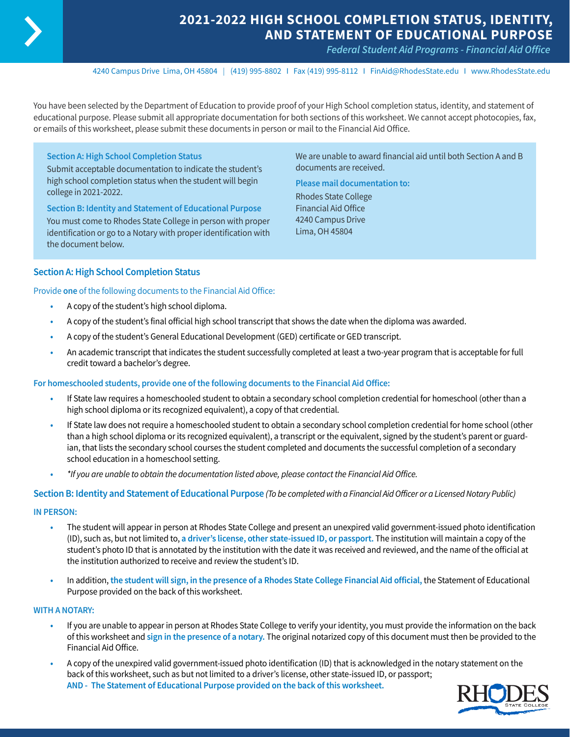# 2021-2022 HIGH SCHOOL COMPLETION STATUS, IDENTITY, AND STATEMENT OF EDUCATIONAL PURPOSE

*Federal Student Aid Programs - Financial Aid Office*

4240 Campus Drive Lima, OH 45804 | (419) 995-8802 | Fax (419) 995-8112 | FinAid@RhodesState.edu | www.RhodesState.edu

You have been selected by the Department of Education to provide proof of your High School completion status, identity, and statement of educational purpose. Please submit all appropriate documentation for both sections of this worksheet. We cannot accept photocopies, fax, or emails of this worksheet, please submit these documents in person or mail to the Financial Aid Office.

**Section A: High School Completion Status**
Submit acceptable documentation to indicate the student's high school completion status when the student will begin college in 2021-2022.

**Section B: Identity and Statement of Educational Purpose**
You must come to Rhodes State College in person with proper identification or go to a Notary with proper identification with the document below.

We are unable to award financial aid until both Section A and B documents are received.

**Please mail documentation to:**
Rhodes State College
Financial Aid Office
4240 Campus Drive
Lima, OH 45804

## Section A: High School Completion Status

Provide **one** of the following documents to the Financial Aid Office:

- A copy of the student's high school diploma.
- A copy of the student's final official high school transcript that shows the date when the diploma was awarded.
- A copy of the student's General Educational Development (GED) certificate or GED transcript.
- An academic transcript that indicates the student successfully completed at least a two-year program that is acceptable for full credit toward a bachelor's degree.

**For homeschooled students, provide one of the following documents to the Financial Aid Office:**

- If State law requires a homeschooled student to obtain a secondary school completion credential for homeschool (other than a high school diploma or its recognized equivalent), a copy of that credential.
- If State law does not require a homeschooled student to obtain a secondary school completion credential for home school (other than a high school diploma or its recognized equivalent), a transcript or the equivalent, signed by the student's parent or guardian, that lists the secondary school courses the student completed and documents the successful completion of a secondary school education in a homeschool setting.
- *\*If you are unable to obtain the documentation listed above, please contact the Financial Aid Office.*

## Section B: Identity and Statement of Educational Purpose *(To be completed with a Financial Aid Officer or a Licensed Notary Public)*

**IN PERSON:**

- The student will appear in person at Rhodes State College and present an unexpired valid government-issued photo identification (ID), such as, but not limited to, **a driver's license, other state-issued ID, or passport.** The institution will maintain a copy of the student's photo ID that is annotated by the institution with the date it was received and reviewed, and the name of the official at the institution authorized to receive and review the student's ID.
- In addition, **the student will sign, in the presence of a Rhodes State College Financial Aid official,** the Statement of Educational Purpose provided on the back of this worksheet.

**WITH A NOTARY:**

- If you are unable to appear in person at Rhodes State College to verify your identity, you must provide the information on the back of this worksheet and **sign in the presence of a notary.** The original notarized copy of this document must then be provided to the Financial Aid Office.
- A copy of the unexpired valid government-issued photo identification (ID) that is acknowledged in the notary statement on the back of this worksheet, such as but not limited to a driver's license, other state-issued ID, or passport;
  **AND - The Statement of Educational Purpose provided on the back of this worksheet.**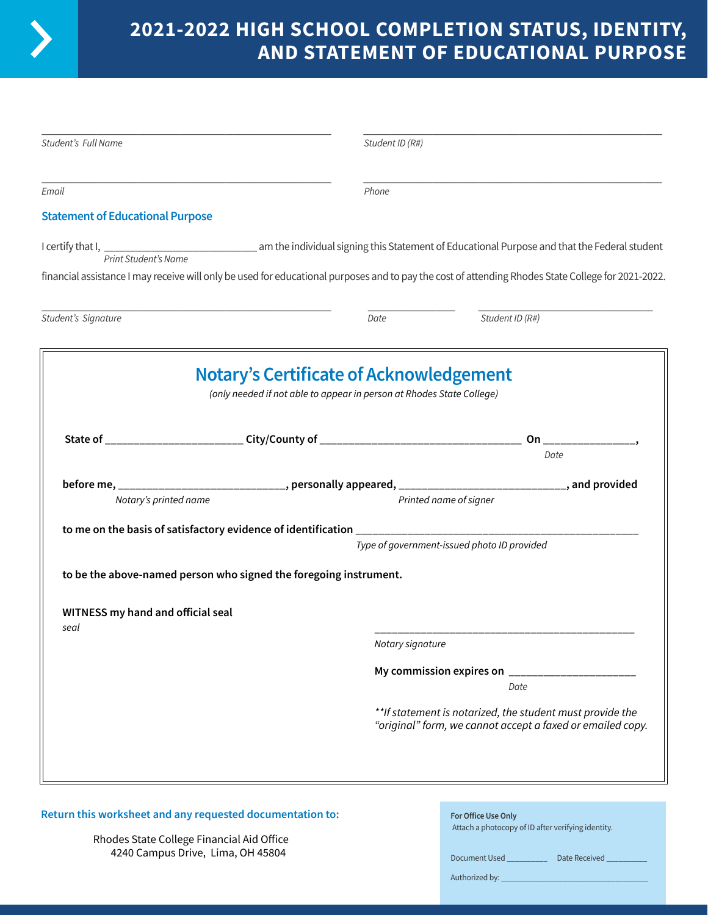# 2021-2022 HIGH SCHOOL COMPLETION STATUS, IDENTITY, AND STATEMENT OF EDUCATIONAL PURPOSE

______________________________________________ 
*Student's Full Name*

______________________________________________ 
*Student ID (R#)*

______________________________________________ 
*Email*

______________________________________________ 
*Phone*

## Statement of Educational Purpose

I certify that I, __________________________ am the individual signing this Statement of Educational Purpose and that the Federal student
*Print Student's Name*

financial assistance I may receive will only be used for educational purposes and to pay the cost of attending Rhodes State College for 2021-2022.

______________________________________________ 
*Student's Signature*

_______________ 
*Date*

______________________________ 
*Student ID (R#)*

## Notary's Certificate of Acknowledgement

*(only needed if not able to appear in person at Rhodes State College)*

**State of** ______________________ **City/County of** _________________________________ **On** _______________,
*Date*

**before me,** ___________________________, **personally appeared,** ___________________________, **and provided**
*Notary's printed name* *Printed name of signer*

**to me on the basis of satisfactory evidence of identification** _______________________________________________
*Type of government-issued photo ID provided*

**to be the above-named person who signed the foregoing instrument.**

**WITNESS my hand and official seal**
*seal*

______________________________________________
*Notary signature*

**My commission expires on** _____________________
*Date*

*\*\*If statement is notarized, the student must provide the "original" form, we cannot accept a faxed or emailed copy.*

**Return this worksheet and any requested documentation to:**

Rhodes State College Financial Aid Office
4240 Campus Drive, Lima, OH 45804

**For Office Use Only**
Attach a photocopy of ID after verifying identity.

Document Used _________ Date Received _________

Authorized by: __________________________________